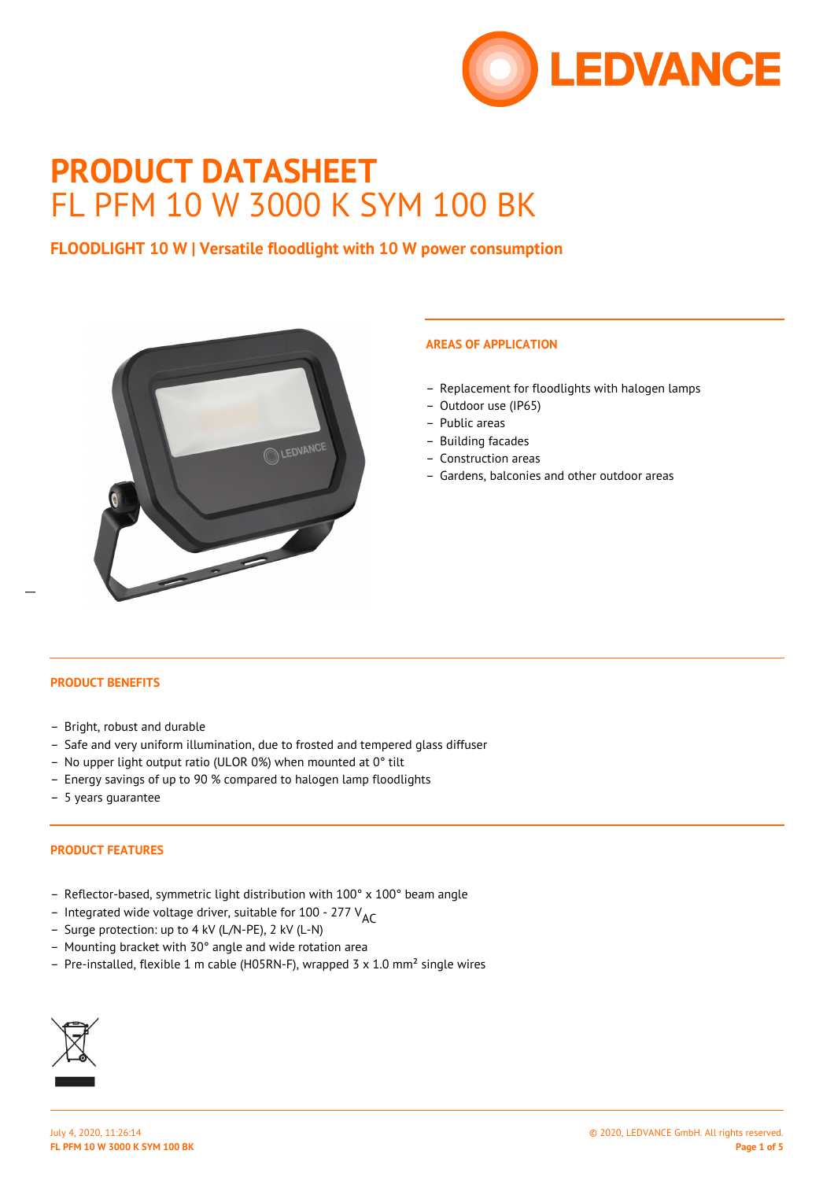# PRODUCT DATASHEET

FL PFM 10 W 3000 K SYM 100 BK

**FLOODLIGHT 10 W | Versatile floodlight with 10 W power consumption**

## AREAS OF APPLICATION

- Replacement for floodlights with halogen lamps
- Outdoor use (IP65)
- Public areas
- Building facades
- Construction areas
- Gardens, balconies and other outdoor areas

## PRODUCT BENEFITS

- Bright, robust and durable
- Safe and very uniform illumination, due to frosted and tempered glass diffuser
- No upper light output ratio (ULOR 0%) when mounted at 0° tilt
- Energy savings of up to 90 % compared to halogen lamp floodlights
- 5 years guarantee

## PRODUCT FEATURES

- Reflector-based, symmetric light distribution with 100° x 100° beam angle
- Integrated wide voltage driver, suitable for 100 - 277 $V_{AC}$
- Surge protection: up to 4 kV (L/N-PE), 2 kV (L-N)
- Mounting bracket with 30° angle and wide rotation area
- Pre-installed, flexible 1 m cable (H05RN-F), wrapped 3 x 1.0 mm² single wires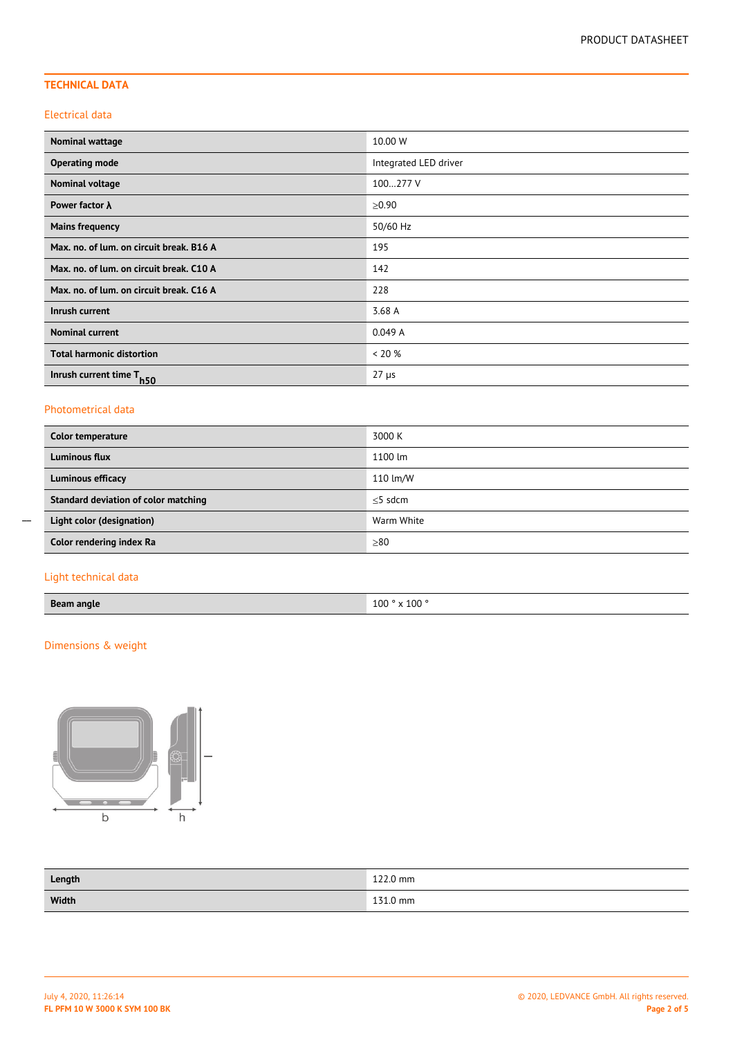## TECHNICAL DATA

### Electrical data

| | |
|---|---|
| **Nominal wattage** | 10.00 W |
| **Operating mode** | Integrated LED driver |
| **Nominal voltage** | 100…277 V |
| **Power factor λ** | ≥0.90 |
| **Mains frequency** | 50/60 Hz |
| **Max. no. of lum. on circuit break. B16 A** | 195 |
| **Max. no. of lum. on circuit break. C10 A** | 142 |
| **Max. no. of lum. on circuit break. C16 A** | 228 |
| **Inrush current** | 3.68 A |
| **Nominal current** | 0.049 A |
| **Total harmonic distortion** | < 20 % |
| **Inrush current time $T_{h50}$** | 27 µs |

### Photometrical data

| | |
|---|---|
| **Color temperature** | 3000 K |
| **Luminous flux** | 1100 lm |
| **Luminous efficacy** | 110 lm/W |
| **Standard deviation of color matching** | ≤5 sdcm |
| **Light color (designation)** | Warm White |
| **Color rendering index Ra** | ≥80 |

### Light technical data

| | |
|---|---|
| **Beam angle** | 100 ° x 100 ° |

### Dimensions & weight

b h

| | |
|---|---|
| **Length** | 122.0 mm |
| **Width** | 131.0 mm |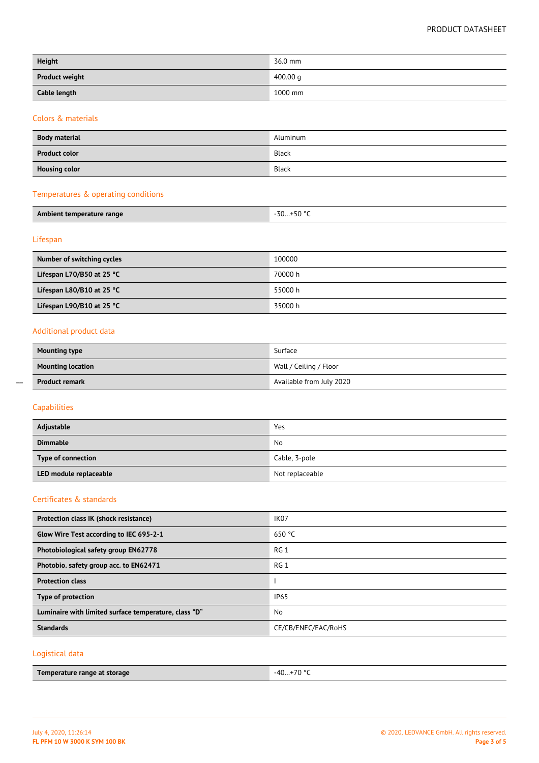| | |
|---|---|
| **Height** | 36.0 mm |
| **Product weight** | 400.00 g |
| **Cable length** | 1000 mm |

## Colors & materials

| | |
|---|---|
| **Body material** | Aluminum |
| **Product color** | Black |
| **Housing color** | Black |

## Temperatures & operating conditions

| | |
|---|---|
| **Ambient temperature range** | -30…+50 °C |

## Lifespan

| | |
|---|---|
| **Number of switching cycles** | 100000 |
| **Lifespan L70/B50 at 25 °C** | 70000 h |
| **Lifespan L80/B10 at 25 °C** | 55000 h |
| **Lifespan L90/B10 at 25 °C** | 35000 h |

## Additional product data

| | |
|---|---|
| **Mounting type** | Surface |
| **Mounting location** | Wall / Ceiling / Floor |
| **Product remark** | Available from July 2020 |

## Capabilities

| | |
|---|---|
| **Adjustable** | Yes |
| **Dimmable** | No |
| **Type of connection** | Cable, 3-pole |
| **LED module replaceable** | Not replaceable |

## Certificates & standards

| | |
|---|---|
| **Protection class IK (shock resistance)** | IK07 |
| **Glow Wire Test according to IEC 695-2-1** | 650 °C |
| **Photobiological safety group EN62778** | RG 1 |
| **Photobio. safety group acc. to EN62471** | RG 1 |
| **Protection class** | I |
| **Type of protection** | IP65 |
| **Luminaire with limited surface temperature, class "D“** | No |
| **Standards** | CE/CB/ENEC/EAC/RoHS |

## Logistical data

| | |
|---|---|
| **Temperature range at storage** | -40…+70 °C |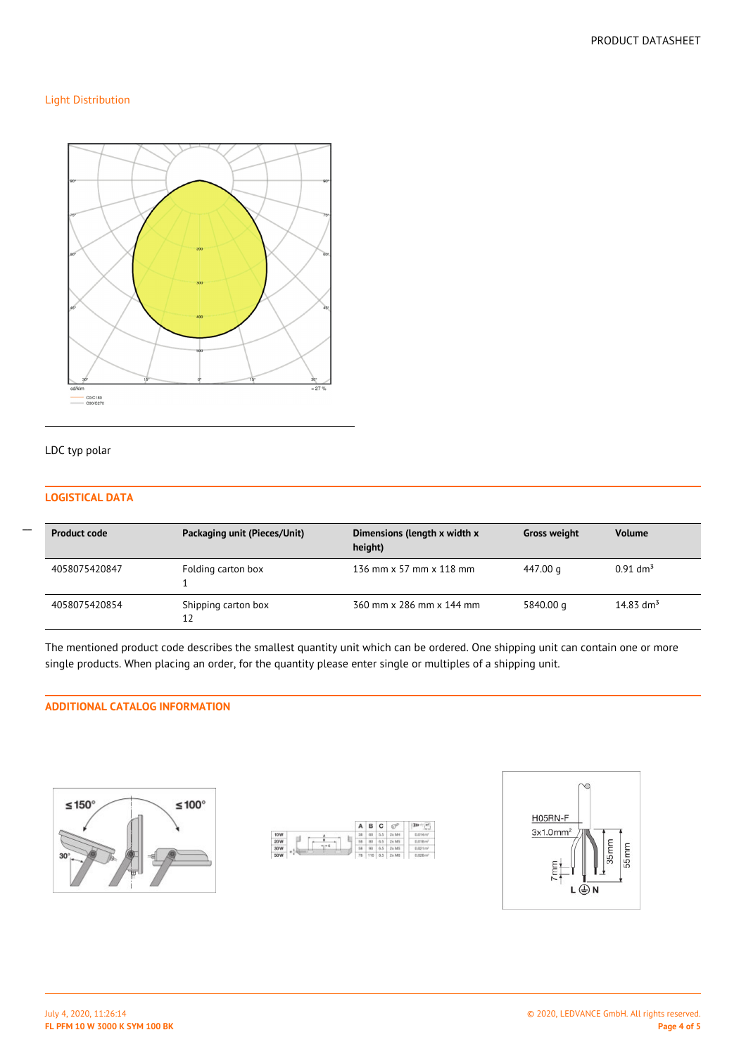## Light Distribution

LDC typ polar

## LOGISTICAL DATA

| Product code | Packaging unit (Pieces/Unit) | Dimensions (length x width x height) | Gross weight | Volume |
|---|---|---|---|---|
| 4058075420847 | Folding carton box<br>1 | 136 mm x 57 mm x 118 mm | 447.00 g | 0.91 $dm^3$ |
| 4058075420854 | Shipping carton box<br>12 | 360 mm x 286 mm x 144 mm | 5840.00 g | 14.83 $dm^3$ |

The mentioned product code describes the smallest quantity unit which can be ordered. One shipping unit can contain one or more single products. When placing an order, for the quantity please enter single or multiples of a shipping unit.

## ADDITIONAL CATALOG INFORMATION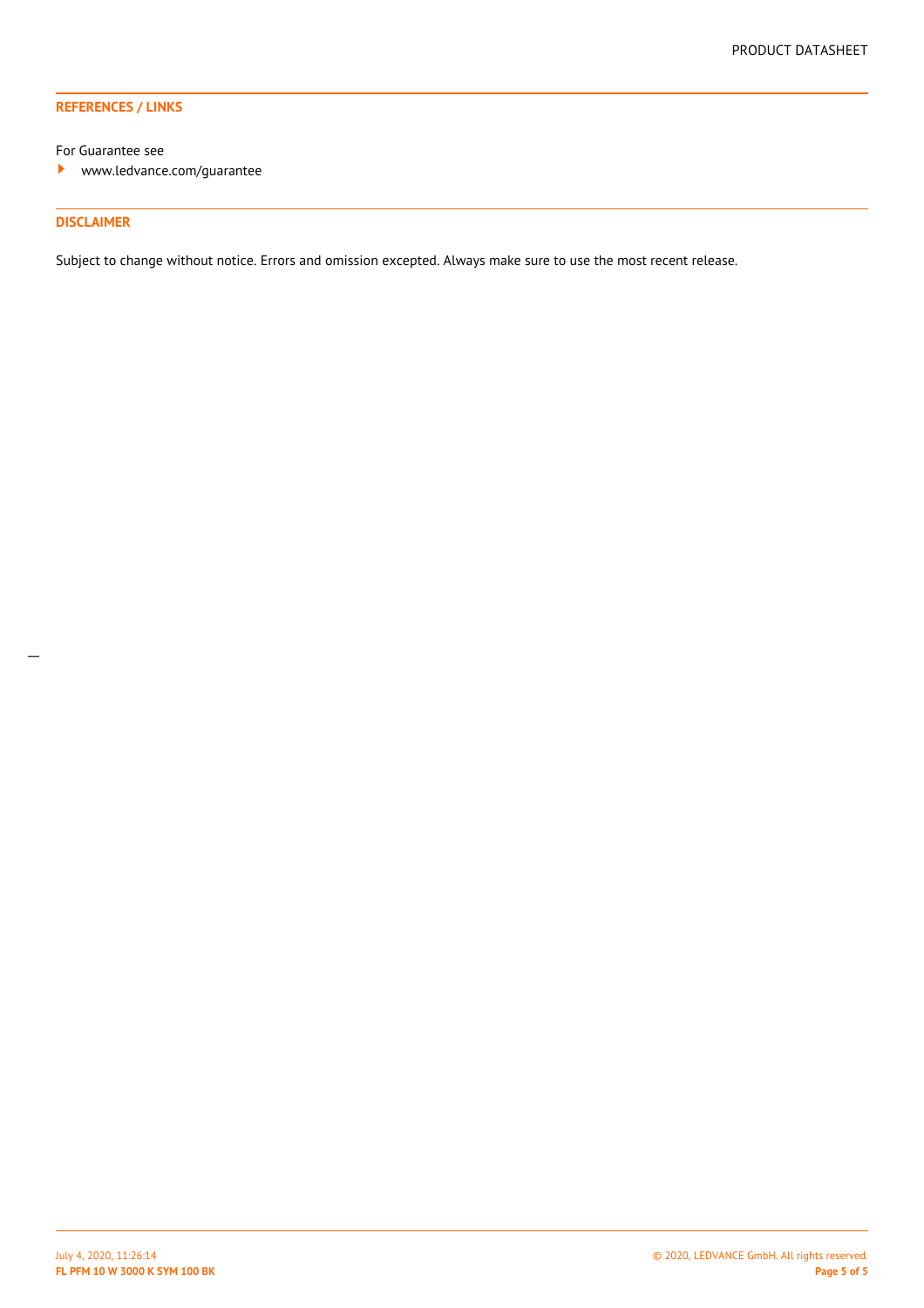## REFERENCES / LINKS

For Guarantee see

- www.ledvance.com/guarantee

## DISCLAIMER

Subject to change without notice. Errors and omission excepted. Always make sure to use the most recent release.